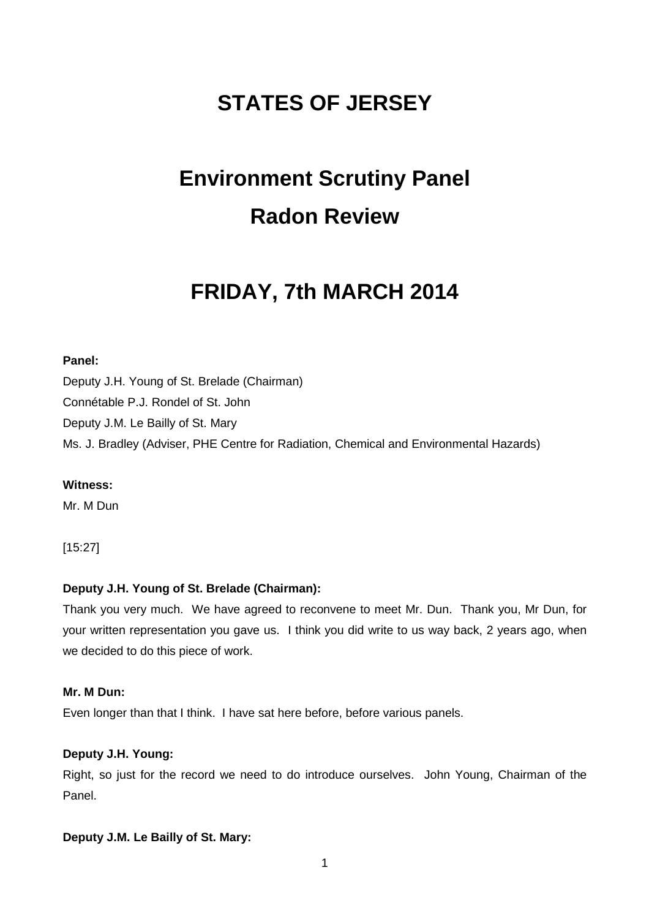# STATES OF JERSEY

# Environment Scrutiny Panel
# Radon Review

# FRIDAY, 7th MARCH 2014

**Panel:**

Deputy J.H. Young of St. Brelade (Chairman)
Connétable P.J. Rondel of St. John
Deputy J.M. Le Bailly of St. Mary
Ms. J. Bradley (Adviser, PHE Centre for Radiation, Chemical and Environmental Hazards)

**Witness:**

Mr. M Dun

[15:27]

**Deputy J.H. Young of St. Brelade (Chairman):**

Thank you very much. We have agreed to reconvene to meet Mr. Dun. Thank you, Mr Dun, for your written representation you gave us. I think you did write to us way back, 2 years ago, when we decided to do this piece of work.

**Mr. M Dun:**

Even longer than that I think. I have sat here before, before various panels.

**Deputy J.H. Young:**

Right, so just for the record we need to do introduce ourselves. John Young, Chairman of the Panel.

**Deputy J.M. Le Bailly of St. Mary:**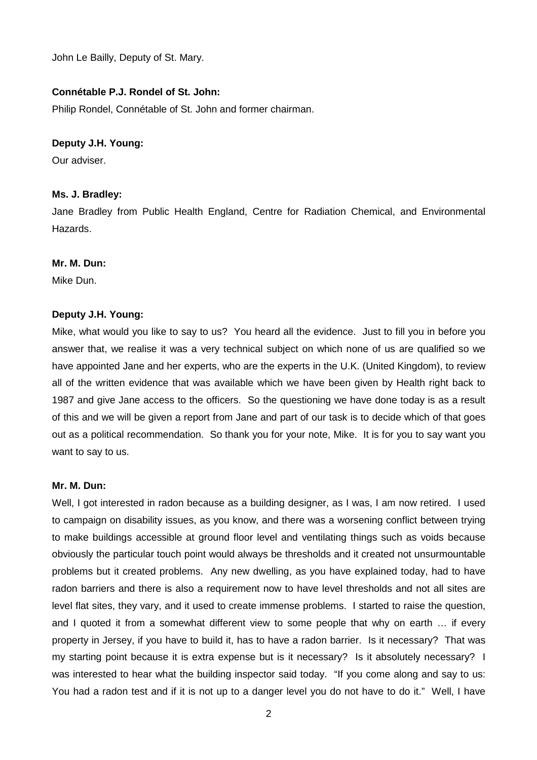John Le Bailly, Deputy of St. Mary.

**Connétable P.J. Rondel of St. John:**

Philip Rondel, Connétable of St. John and former chairman.

**Deputy J.H. Young:**

Our adviser.

**Ms. J. Bradley:**

Jane Bradley from Public Health England, Centre for Radiation Chemical, and Environmental Hazards.

**Mr. M. Dun:**

Mike Dun.

**Deputy J.H. Young:**

Mike, what would you like to say to us? You heard all the evidence. Just to fill you in before you answer that, we realise it was a very technical subject on which none of us are qualified so we have appointed Jane and her experts, who are the experts in the U.K. (United Kingdom), to review all of the written evidence that was available which we have been given by Health right back to 1987 and give Jane access to the officers. So the questioning we have done today is as a result of this and we will be given a report from Jane and part of our task is to decide which of that goes out as a political recommendation. So thank you for your note, Mike. It is for you to say want you want to say to us.

**Mr. M. Dun:**

Well, I got interested in radon because as a building designer, as I was, I am now retired. I used to campaign on disability issues, as you know, and there was a worsening conflict between trying to make buildings accessible at ground floor level and ventilating things such as voids because obviously the particular touch point would always be thresholds and it created not unsurmountable problems but it created problems. Any new dwelling, as you have explained today, had to have radon barriers and there is also a requirement now to have level thresholds and not all sites are level flat sites, they vary, and it used to create immense problems. I started to raise the question, and I quoted it from a somewhat different view to some people that why on earth … if every property in Jersey, if you have to build it, has to have a radon barrier. Is it necessary? That was my starting point because it is extra expense but is it necessary? Is it absolutely necessary? I was interested to hear what the building inspector said today. "If you come along and say to us: You had a radon test and if it is not up to a danger level you do not have to do it." Well, I have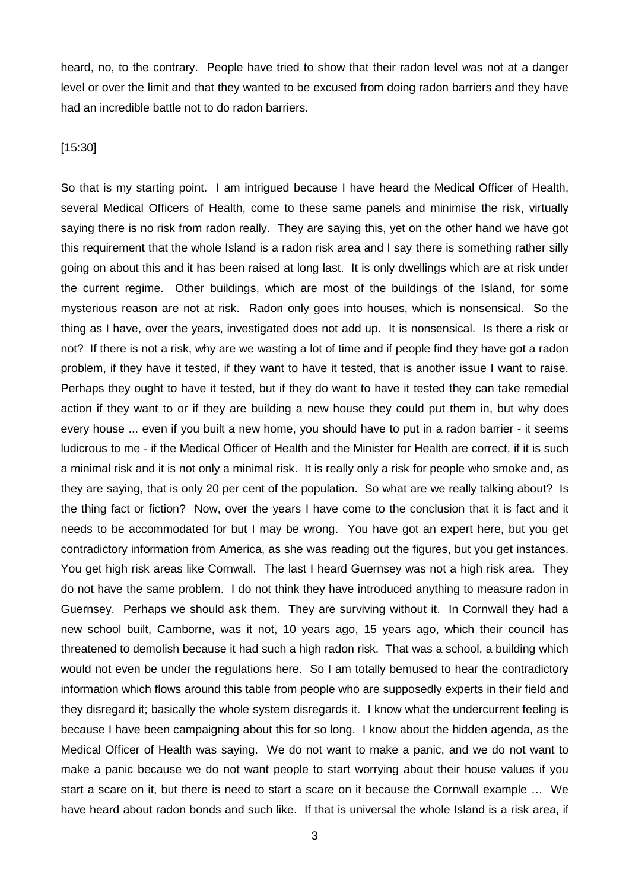heard, no, to the contrary. People have tried to show that their radon level was not at a danger level or over the limit and that they wanted to be excused from doing radon barriers and they have had an incredible battle not to do radon barriers.

[15:30]

So that is my starting point. I am intrigued because I have heard the Medical Officer of Health, several Medical Officers of Health, come to these same panels and minimise the risk, virtually saying there is no risk from radon really. They are saying this, yet on the other hand we have got this requirement that the whole Island is a radon risk area and I say there is something rather silly going on about this and it has been raised at long last. It is only dwellings which are at risk under the current regime. Other buildings, which are most of the buildings of the Island, for some mysterious reason are not at risk. Radon only goes into houses, which is nonsensical. So the thing as I have, over the years, investigated does not add up. It is nonsensical. Is there a risk or not? If there is not a risk, why are we wasting a lot of time and if people find they have got a radon problem, if they have it tested, if they want to have it tested, that is another issue I want to raise. Perhaps they ought to have it tested, but if they do want to have it tested they can take remedial action if they want to or if they are building a new house they could put them in, but why does every house ... even if you built a new home, you should have to put in a radon barrier - it seems ludicrous to me - if the Medical Officer of Health and the Minister for Health are correct, if it is such a minimal risk and it is not only a minimal risk. It is really only a risk for people who smoke and, as they are saying, that is only 20 per cent of the population. So what are we really talking about? Is the thing fact or fiction? Now, over the years I have come to the conclusion that it is fact and it needs to be accommodated for but I may be wrong. You have got an expert here, but you get contradictory information from America, as she was reading out the figures, but you get instances. You get high risk areas like Cornwall. The last I heard Guernsey was not a high risk area. They do not have the same problem. I do not think they have introduced anything to measure radon in Guernsey. Perhaps we should ask them. They are surviving without it. In Cornwall they had a new school built, Camborne, was it not, 10 years ago, 15 years ago, which their council has threatened to demolish because it had such a high radon risk. That was a school, a building which would not even be under the regulations here. So I am totally bemused to hear the contradictory information which flows around this table from people who are supposedly experts in their field and they disregard it; basically the whole system disregards it. I know what the undercurrent feeling is because I have been campaigning about this for so long. I know about the hidden agenda, as the Medical Officer of Health was saying. We do not want to make a panic, and we do not want to make a panic because we do not want people to start worrying about their house values if you start a scare on it, but there is need to start a scare on it because the Cornwall example … We have heard about radon bonds and such like. If that is universal the whole Island is a risk area, if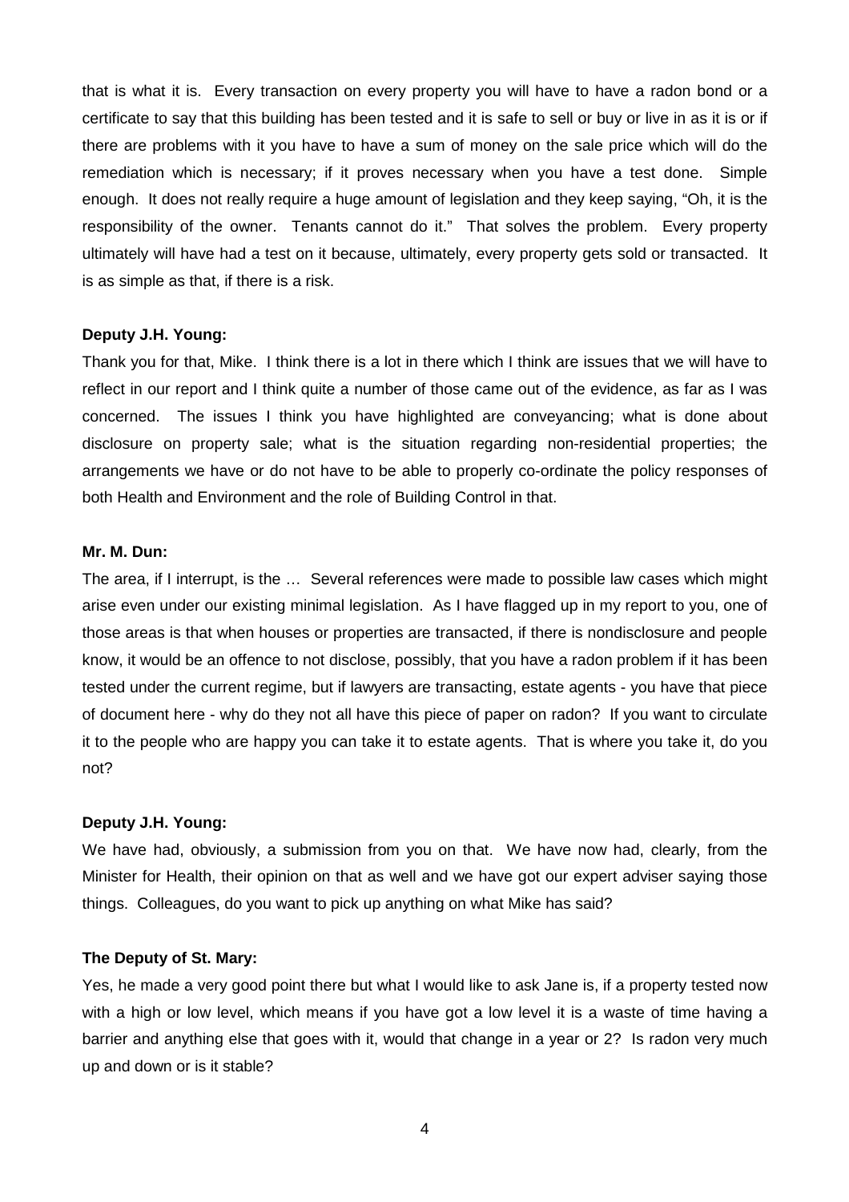that is what it is. Every transaction on every property you will have to have a radon bond or a certificate to say that this building has been tested and it is safe to sell or buy or live in as it is or if there are problems with it you have to have a sum of money on the sale price which will do the remediation which is necessary; if it proves necessary when you have a test done. Simple enough. It does not really require a huge amount of legislation and they keep saying, "Oh, it is the responsibility of the owner. Tenants cannot do it." That solves the problem. Every property ultimately will have had a test on it because, ultimately, every property gets sold or transacted. It is as simple as that, if there is a risk.

**Deputy J.H. Young:**

Thank you for that, Mike. I think there is a lot in there which I think are issues that we will have to reflect in our report and I think quite a number of those came out of the evidence, as far as I was concerned. The issues I think you have highlighted are conveyancing; what is done about disclosure on property sale; what is the situation regarding non-residential properties; the arrangements we have or do not have to be able to properly co-ordinate the policy responses of both Health and Environment and the role of Building Control in that.

**Mr. M. Dun:**

The area, if I interrupt, is the … Several references were made to possible law cases which might arise even under our existing minimal legislation. As I have flagged up in my report to you, one of those areas is that when houses or properties are transacted, if there is nondisclosure and people know, it would be an offence to not disclose, possibly, that you have a radon problem if it has been tested under the current regime, but if lawyers are transacting, estate agents - you have that piece of document here - why do they not all have this piece of paper on radon? If you want to circulate it to the people who are happy you can take it to estate agents. That is where you take it, do you not?

**Deputy J.H. Young:**

We have had, obviously, a submission from you on that. We have now had, clearly, from the Minister for Health, their opinion on that as well and we have got our expert adviser saying those things. Colleagues, do you want to pick up anything on what Mike has said?

**The Deputy of St. Mary:**

Yes, he made a very good point there but what I would like to ask Jane is, if a property tested now with a high or low level, which means if you have got a low level it is a waste of time having a barrier and anything else that goes with it, would that change in a year or 2? Is radon very much up and down or is it stable?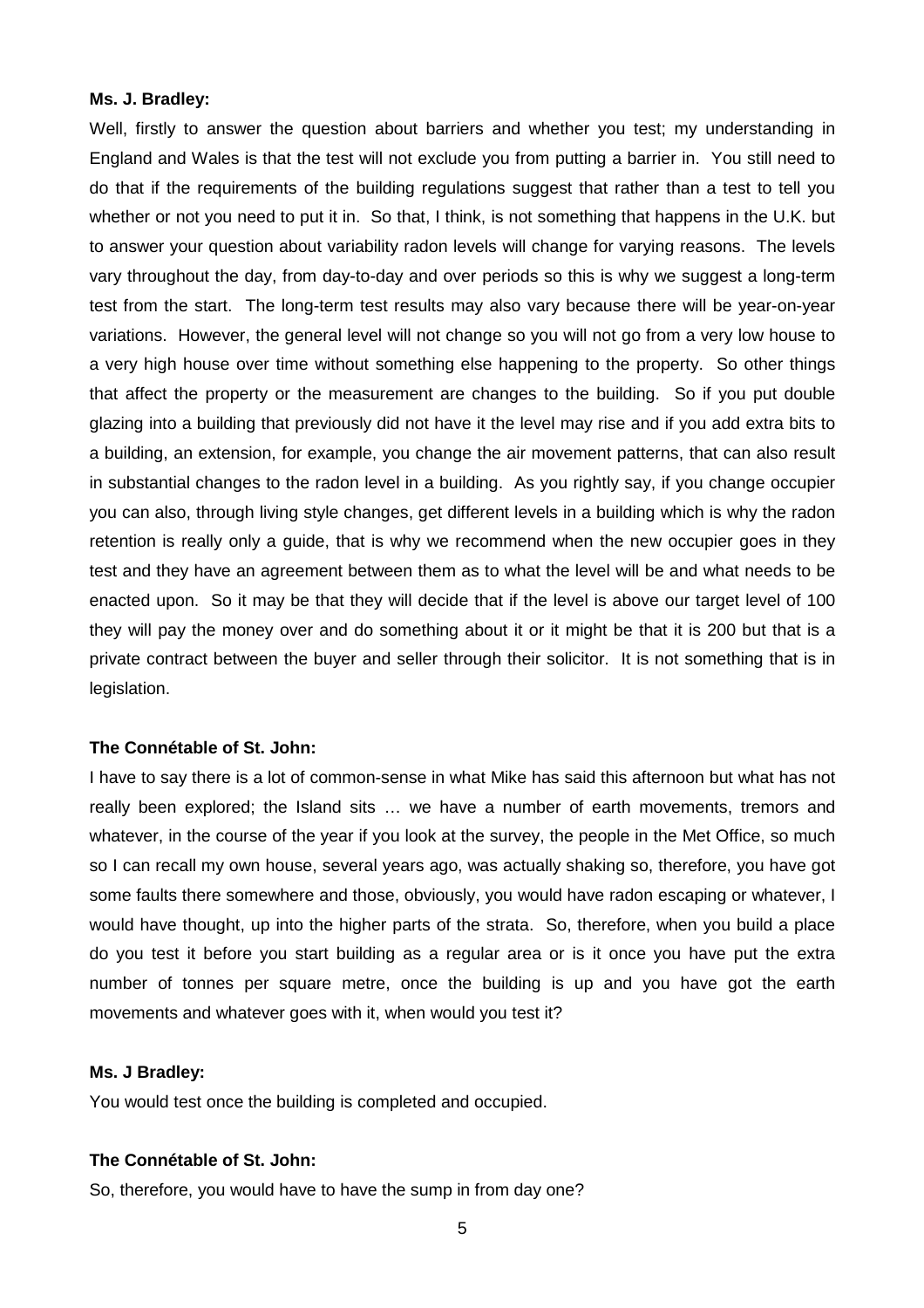**Ms. J. Bradley:**

Well, firstly to answer the question about barriers and whether you test; my understanding in England and Wales is that the test will not exclude you from putting a barrier in. You still need to do that if the requirements of the building regulations suggest that rather than a test to tell you whether or not you need to put it in. So that, I think, is not something that happens in the U.K. but to answer your question about variability radon levels will change for varying reasons. The levels vary throughout the day, from day-to-day and over periods so this is why we suggest a long-term test from the start. The long-term test results may also vary because there will be year-on-year variations. However, the general level will not change so you will not go from a very low house to a very high house over time without something else happening to the property. So other things that affect the property or the measurement are changes to the building. So if you put double glazing into a building that previously did not have it the level may rise and if you add extra bits to a building, an extension, for example, you change the air movement patterns, that can also result in substantial changes to the radon level in a building. As you rightly say, if you change occupier you can also, through living style changes, get different levels in a building which is why the radon retention is really only a guide, that is why we recommend when the new occupier goes in they test and they have an agreement between them as to what the level will be and what needs to be enacted upon. So it may be that they will decide that if the level is above our target level of 100 they will pay the money over and do something about it or it might be that it is 200 but that is a private contract between the buyer and seller through their solicitor. It is not something that is in legislation.

**The Connétable of St. John:**

I have to say there is a lot of common-sense in what Mike has said this afternoon but what has not really been explored; the Island sits … we have a number of earth movements, tremors and whatever, in the course of the year if you look at the survey, the people in the Met Office, so much so I can recall my own house, several years ago, was actually shaking so, therefore, you have got some faults there somewhere and those, obviously, you would have radon escaping or whatever, I would have thought, up into the higher parts of the strata. So, therefore, when you build a place do you test it before you start building as a regular area or is it once you have put the extra number of tonnes per square metre, once the building is up and you have got the earth movements and whatever goes with it, when would you test it?

**Ms. J Bradley:**

You would test once the building is completed and occupied.

**The Connétable of St. John:**

So, therefore, you would have to have the sump in from day one?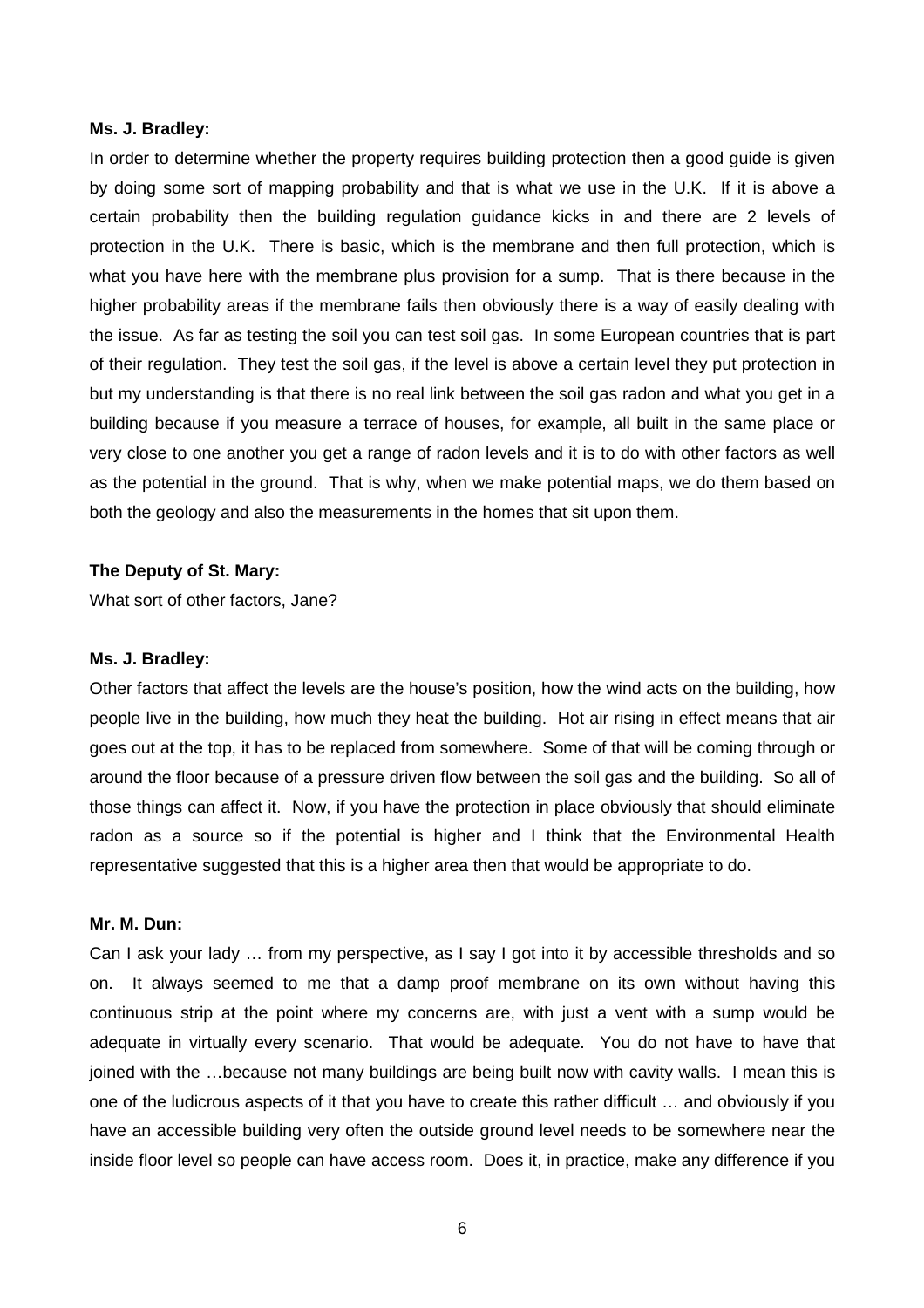**Ms. J. Bradley:**

In order to determine whether the property requires building protection then a good guide is given by doing some sort of mapping probability and that is what we use in the U.K. If it is above a certain probability then the building regulation guidance kicks in and there are 2 levels of protection in the U.K. There is basic, which is the membrane and then full protection, which is what you have here with the membrane plus provision for a sump. That is there because in the higher probability areas if the membrane fails then obviously there is a way of easily dealing with the issue. As far as testing the soil you can test soil gas. In some European countries that is part of their regulation. They test the soil gas, if the level is above a certain level they put protection in but my understanding is that there is no real link between the soil gas radon and what you get in a building because if you measure a terrace of houses, for example, all built in the same place or very close to one another you get a range of radon levels and it is to do with other factors as well as the potential in the ground. That is why, when we make potential maps, we do them based on both the geology and also the measurements in the homes that sit upon them.

**The Deputy of St. Mary:**

What sort of other factors, Jane?

**Ms. J. Bradley:**

Other factors that affect the levels are the house's position, how the wind acts on the building, how people live in the building, how much they heat the building. Hot air rising in effect means that air goes out at the top, it has to be replaced from somewhere. Some of that will be coming through or around the floor because of a pressure driven flow between the soil gas and the building. So all of those things can affect it. Now, if you have the protection in place obviously that should eliminate radon as a source so if the potential is higher and I think that the Environmental Health representative suggested that this is a higher area then that would be appropriate to do.

**Mr. M. Dun:**

Can I ask your lady … from my perspective, as I say I got into it by accessible thresholds and so on. It always seemed to me that a damp proof membrane on its own without having this continuous strip at the point where my concerns are, with just a vent with a sump would be adequate in virtually every scenario. That would be adequate. You do not have to have that joined with the …because not many buildings are being built now with cavity walls. I mean this is one of the ludicrous aspects of it that you have to create this rather difficult … and obviously if you have an accessible building very often the outside ground level needs to be somewhere near the inside floor level so people can have access room. Does it, in practice, make any difference if you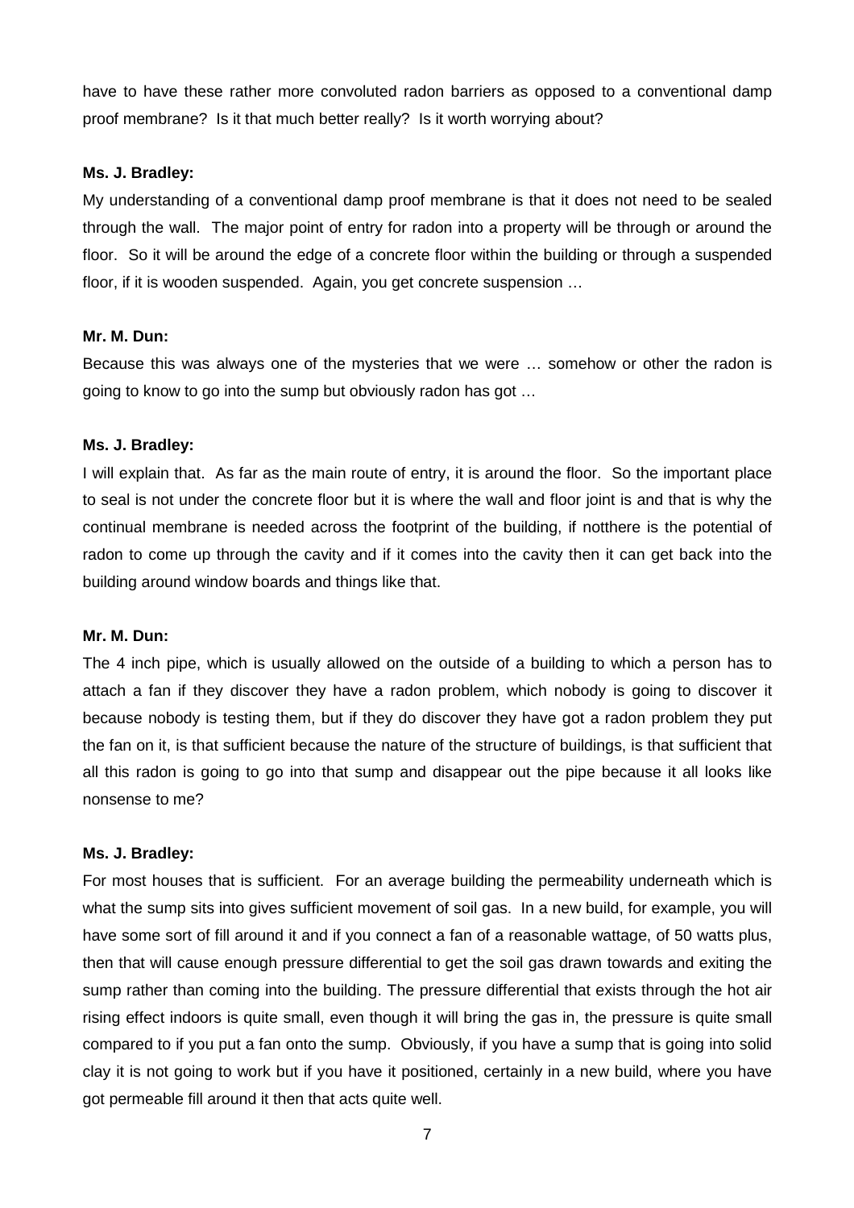have to have these rather more convoluted radon barriers as opposed to a conventional damp proof membrane? Is it that much better really? Is it worth worrying about?

**Ms. J. Bradley:**

My understanding of a conventional damp proof membrane is that it does not need to be sealed through the wall. The major point of entry for radon into a property will be through or around the floor. So it will be around the edge of a concrete floor within the building or through a suspended floor, if it is wooden suspended. Again, you get concrete suspension …

**Mr. M. Dun:**

Because this was always one of the mysteries that we were … somehow or other the radon is going to know to go into the sump but obviously radon has got …

**Ms. J. Bradley:**

I will explain that. As far as the main route of entry, it is around the floor. So the important place to seal is not under the concrete floor but it is where the wall and floor joint is and that is why the continual membrane is needed across the footprint of the building, if notthere is the potential of radon to come up through the cavity and if it comes into the cavity then it can get back into the building around window boards and things like that.

**Mr. M. Dun:**

The 4 inch pipe, which is usually allowed on the outside of a building to which a person has to attach a fan if they discover they have a radon problem, which nobody is going to discover it because nobody is testing them, but if they do discover they have got a radon problem they put the fan on it, is that sufficient because the nature of the structure of buildings, is that sufficient that all this radon is going to go into that sump and disappear out the pipe because it all looks like nonsense to me?

**Ms. J. Bradley:**

For most houses that is sufficient. For an average building the permeability underneath which is what the sump sits into gives sufficient movement of soil gas. In a new build, for example, you will have some sort of fill around it and if you connect a fan of a reasonable wattage, of 50 watts plus, then that will cause enough pressure differential to get the soil gas drawn towards and exiting the sump rather than coming into the building. The pressure differential that exists through the hot air rising effect indoors is quite small, even though it will bring the gas in, the pressure is quite small compared to if you put a fan onto the sump. Obviously, if you have a sump that is going into solid clay it is not going to work but if you have it positioned, certainly in a new build, where you have got permeable fill around it then that acts quite well.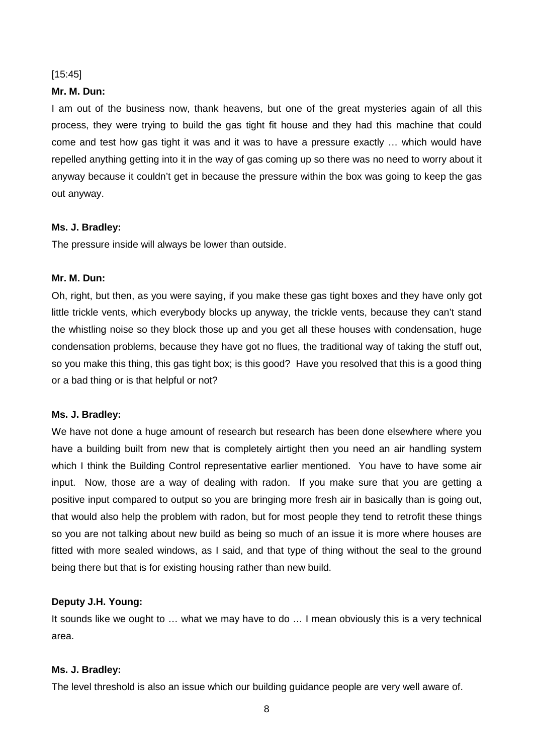[15:45]

**Mr. M. Dun:**

I am out of the business now, thank heavens, but one of the great mysteries again of all this process, they were trying to build the gas tight fit house and they had this machine that could come and test how gas tight it was and it was to have a pressure exactly … which would have repelled anything getting into it in the way of gas coming up so there was no need to worry about it anyway because it couldn't get in because the pressure within the box was going to keep the gas out anyway.

**Ms. J. Bradley:**

The pressure inside will always be lower than outside.

**Mr. M. Dun:**

Oh, right, but then, as you were saying, if you make these gas tight boxes and they have only got little trickle vents, which everybody blocks up anyway, the trickle vents, because they can't stand the whistling noise so they block those up and you get all these houses with condensation, huge condensation problems, because they have got no flues, the traditional way of taking the stuff out, so you make this thing, this gas tight box; is this good? Have you resolved that this is a good thing or a bad thing or is that helpful or not?

**Ms. J. Bradley:**

We have not done a huge amount of research but research has been done elsewhere where you have a building built from new that is completely airtight then you need an air handling system which I think the Building Control representative earlier mentioned. You have to have some air input. Now, those are a way of dealing with radon. If you make sure that you are getting a positive input compared to output so you are bringing more fresh air in basically than is going out, that would also help the problem with radon, but for most people they tend to retrofit these things so you are not talking about new build as being so much of an issue it is more where houses are fitted with more sealed windows, as I said, and that type of thing without the seal to the ground being there but that is for existing housing rather than new build.

**Deputy J.H. Young:**

It sounds like we ought to … what we may have to do … I mean obviously this is a very technical area.

**Ms. J. Bradley:**

The level threshold is also an issue which our building guidance people are very well aware of.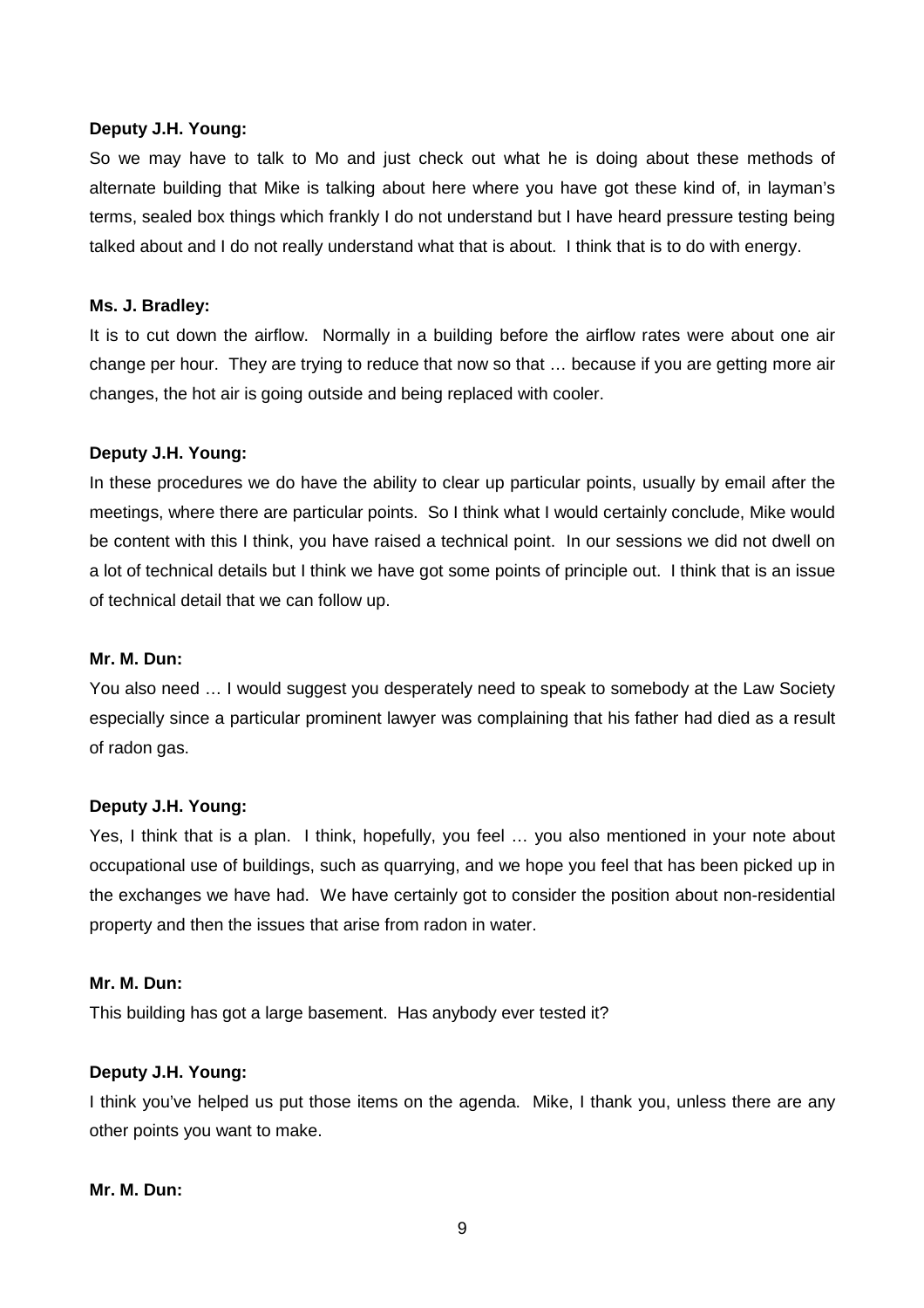**Deputy J.H. Young:**

So we may have to talk to Mo and just check out what he is doing about these methods of alternate building that Mike is talking about here where you have got these kind of, in layman's terms, sealed box things which frankly I do not understand but I have heard pressure testing being talked about and I do not really understand what that is about. I think that is to do with energy.

**Ms. J. Bradley:**

It is to cut down the airflow. Normally in a building before the airflow rates were about one air change per hour. They are trying to reduce that now so that … because if you are getting more air changes, the hot air is going outside and being replaced with cooler.

**Deputy J.H. Young:**

In these procedures we do have the ability to clear up particular points, usually by email after the meetings, where there are particular points. So I think what I would certainly conclude, Mike would be content with this I think, you have raised a technical point. In our sessions we did not dwell on a lot of technical details but I think we have got some points of principle out. I think that is an issue of technical detail that we can follow up.

**Mr. M. Dun:**

You also need … I would suggest you desperately need to speak to somebody at the Law Society especially since a particular prominent lawyer was complaining that his father had died as a result of radon gas.

**Deputy J.H. Young:**

Yes, I think that is a plan. I think, hopefully, you feel … you also mentioned in your note about occupational use of buildings, such as quarrying, and we hope you feel that has been picked up in the exchanges we have had. We have certainly got to consider the position about non-residential property and then the issues that arise from radon in water.

**Mr. M. Dun:**

This building has got a large basement. Has anybody ever tested it?

**Deputy J.H. Young:**

I think you've helped us put those items on the agenda. Mike, I thank you, unless there are any other points you want to make.

**Mr. M. Dun:**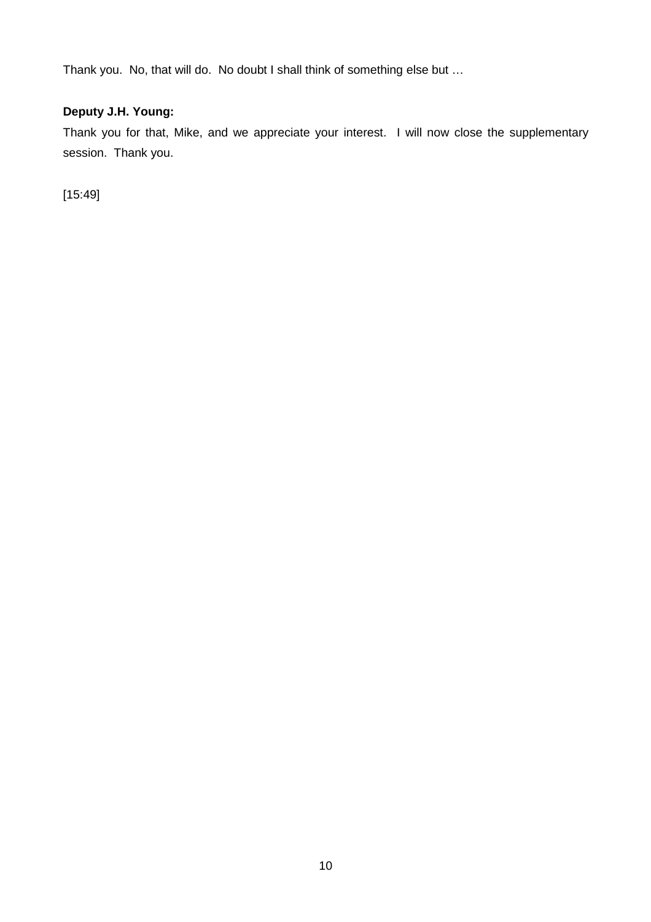Thank you. No, that will do. No doubt I shall think of something else but …

**Deputy J.H. Young:**

Thank you for that, Mike, and we appreciate your interest. I will now close the supplementary session. Thank you.

[15:49]